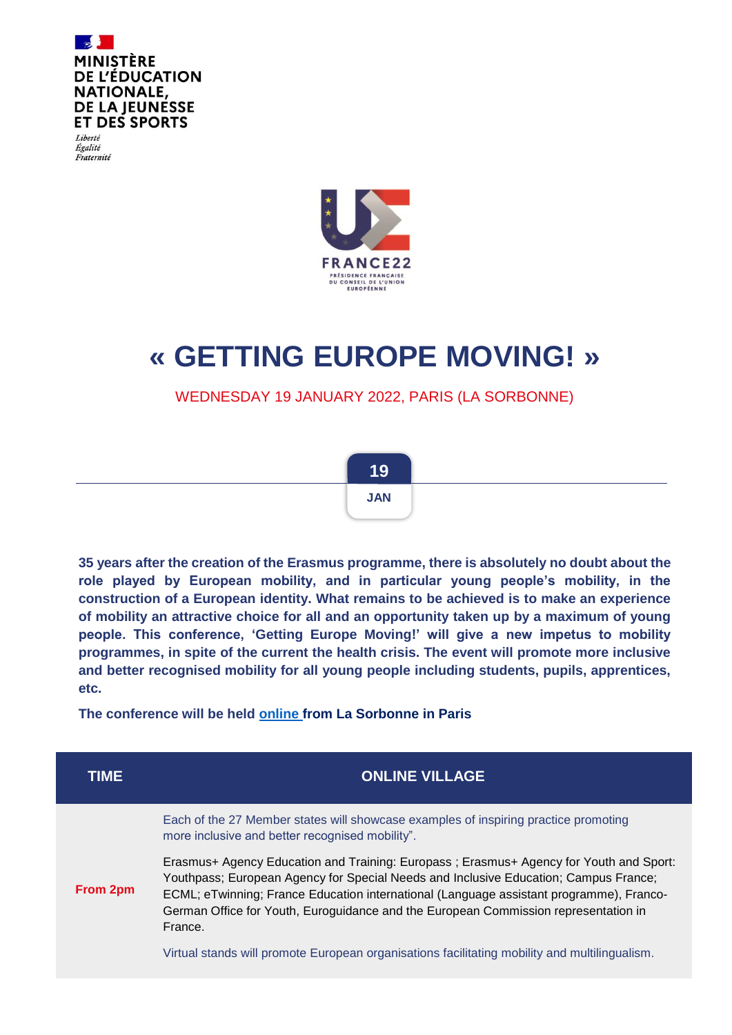MINISTÈRE
DE L'ÉDUCATION
NATIONALE,
DE LA JEUNESSE
ET DES SPORTS

*Liberté*
*Égalité*
*Fraternité*

FRANCE22
PRÉSIDENCE FRANÇAISE
DU CONSEIL DE L'UNION
EUROPÉENNE

# « GETTING EUROPE MOVING! »

WEDNESDAY 19 JANUARY 2022, PARIS (LA SORBONNE)

**19**
**JAN**

**35 years after the creation of the Erasmus programme, there is absolutely no doubt about the role played by European mobility, and in particular young people's mobility, in the construction of a European identity. What remains to be achieved is to make an experience of mobility an attractive choice for all and an opportunity taken up by a maximum of young people. This conference, 'Getting Europe Moving!' will give a new impetus to mobility programmes, in spite of the current the health crisis. The event will promote more inclusive and better recognised mobility for all young people including students, pupils, apprentices, etc.**

**The conference will be held online from La Sorbonne in Paris**

| TIME | ONLINE VILLAGE |
| --- | --- |
| From 2pm | Each of the 27 Member states will showcase examples of inspiring practice promoting more inclusive and better recognised mobility".<br><br>Erasmus+ Agency Education and Training: Europass ; Erasmus+ Agency for Youth and Sport: Youthpass; European Agency for Special Needs and Inclusive Education; Campus France; ECML; eTwinning; France Education international (Language assistant programme), Franco-German Office for Youth, Euroguidance and the European Commission representation in France.<br><br>Virtual stands will promote European organisations facilitating mobility and multilingualism. |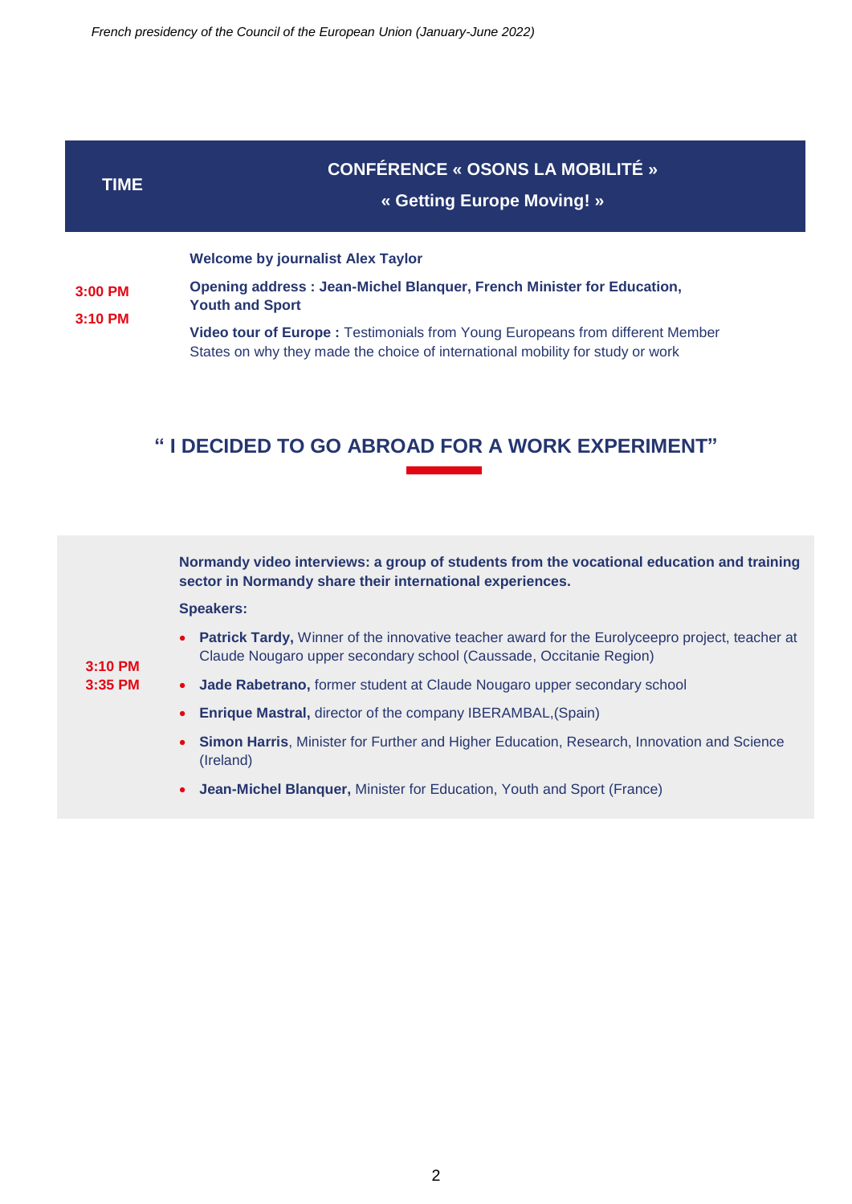| TIME | CONFÉRENCE « OSONS LA MOBILITÉ » « Getting Europe Moving! » |
| --- | --- |
| 3:00 PM<br>3:10 PM | **Welcome by journalist Alex Taylor**<br>**Opening address : Jean-Michel Blanquer, French Minister for Education, Youth and Sport**<br>**Video tour of Europe :** Testimonials from Young Europeans from different Member States on why they made the choice of international mobility for study or work |

## " I DECIDED TO GO ABROAD FOR A WORK EXPERIMENT"

| | |
| --- | --- |
| 3:10 PM<br>3:35 PM | **Normandy video interviews: a group of students from the vocational education and training sector in Normandy share their international experiences.**<br>**Speakers:**<br>• **Patrick Tardy,** Winner of the innovative teacher award for the Eurolyceepro project, teacher at Claude Nougaro upper secondary school (Caussade, Occitanie Region)<br>• **Jade Rabetrano,** former student at Claude Nougaro upper secondary school<br>• **Enrique Mastral,** director of the company IBERAMBAL,(Spain)<br>• **Simon Harris**, Minister for Further and Higher Education, Research, Innovation and Science (Ireland)<br>• **Jean-Michel Blanquer,** Minister for Education, Youth and Sport (France) |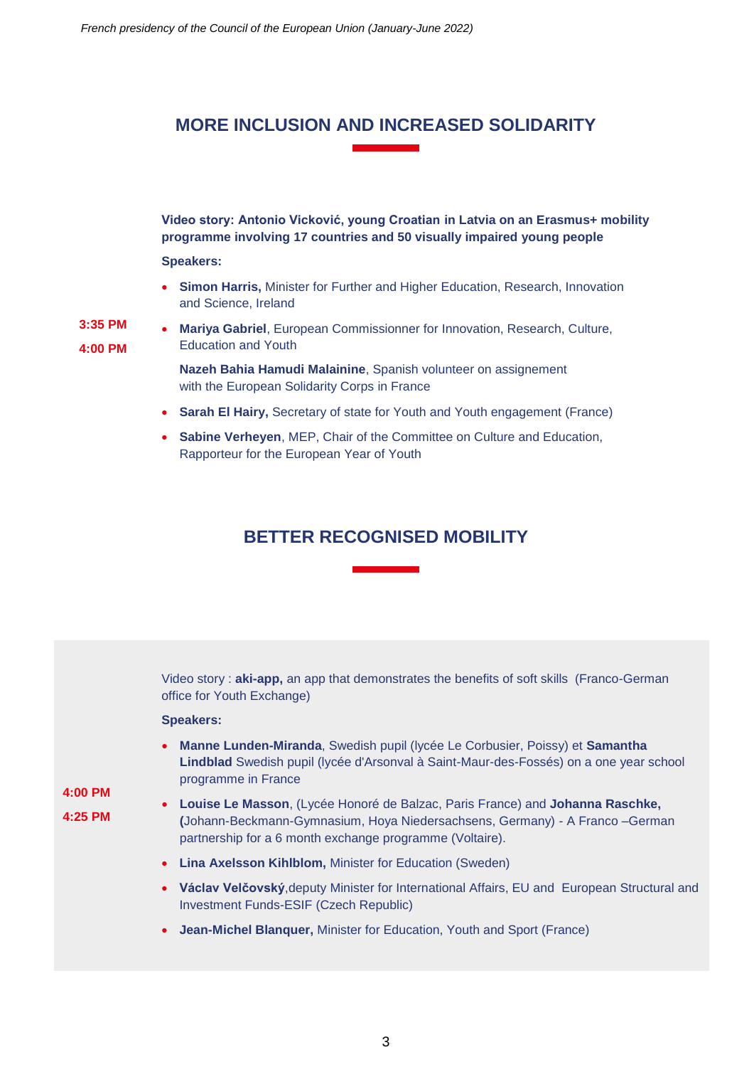## MORE INCLUSION AND INCREASED SOLIDARITY

**3:35 PM**

**4:00 PM**

**Video story: Antonio Vicković, young Croatian in Latvia on an Erasmus+ mobility programme involving 17 countries and 50 visually impaired young people**

**Speakers:**

- **Simon Harris,** Minister for Further and Higher Education, Research, Innovation and Science, Ireland
- **Mariya Gabriel**, European Commissionner for Innovation, Research, Culture, Education and Youth

  **Nazeh Bahia Hamudi Malainine**, Spanish volunteer on assignement with the European Solidarity Corps in France
- **Sarah El Hairy,** Secretary of state for Youth and Youth engagement (France)
- **Sabine Verheyen**, MEP, Chair of the Committee on Culture and Education, Rapporteur for the European Year of Youth

## BETTER RECOGNISED MOBILITY

**4:00 PM**

**4:25 PM**

Video story : **aki-app,** an app that demonstrates the benefits of soft skills (Franco-German office for Youth Exchange)

**Speakers:**

- **Manne Lunden-Miranda**, Swedish pupil (lycée Le Corbusier, Poissy) et **Samantha Lindblad** Swedish pupil (lycée d'Arsonval à Saint-Maur-des-Fossés) on a one year school programme in France
- **Louise Le Masson**, (Lycée Honoré de Balzac, Paris France) and **Johanna Raschke, (**Johann-Beckmann-Gymnasium, Hoya Niedersachsens, Germany) - A Franco –German partnership for a 6 month exchange programme (Voltaire).
- **Lina Axelsson Kihlblom,** Minister for Education (Sweden)
- **Václav Velčovský**,deputy Minister for International Affairs, EU and European Structural and Investment Funds-ESIF (Czech Republic)
- **Jean-Michel Blanquer,** Minister for Education, Youth and Sport (France)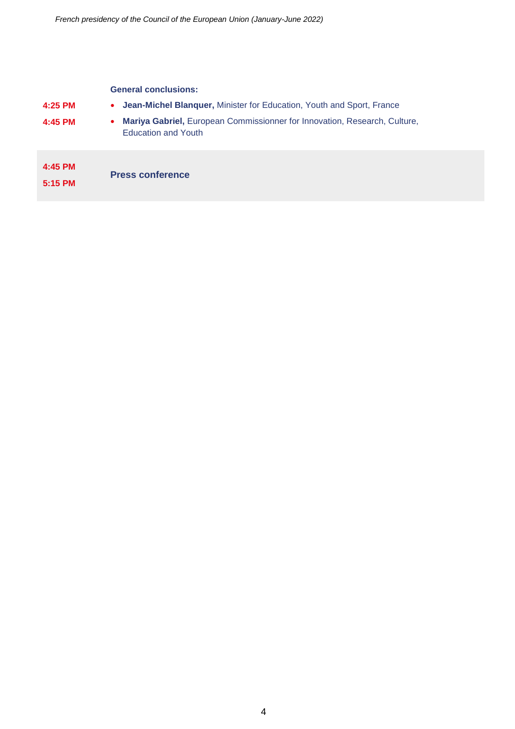| | |
|---|---|
| **4:25 PM**<br>**4:45 PM** | **General conclusions:**<br>• **Jean-Michel Blanquer,** Minister for Education, Youth and Sport, France<br>• **Mariya Gabriel,** European Commissionner for Innovation, Research, Culture, Education and Youth |
| **4:45 PM**<br>**5:15 PM** | **Press conference** |